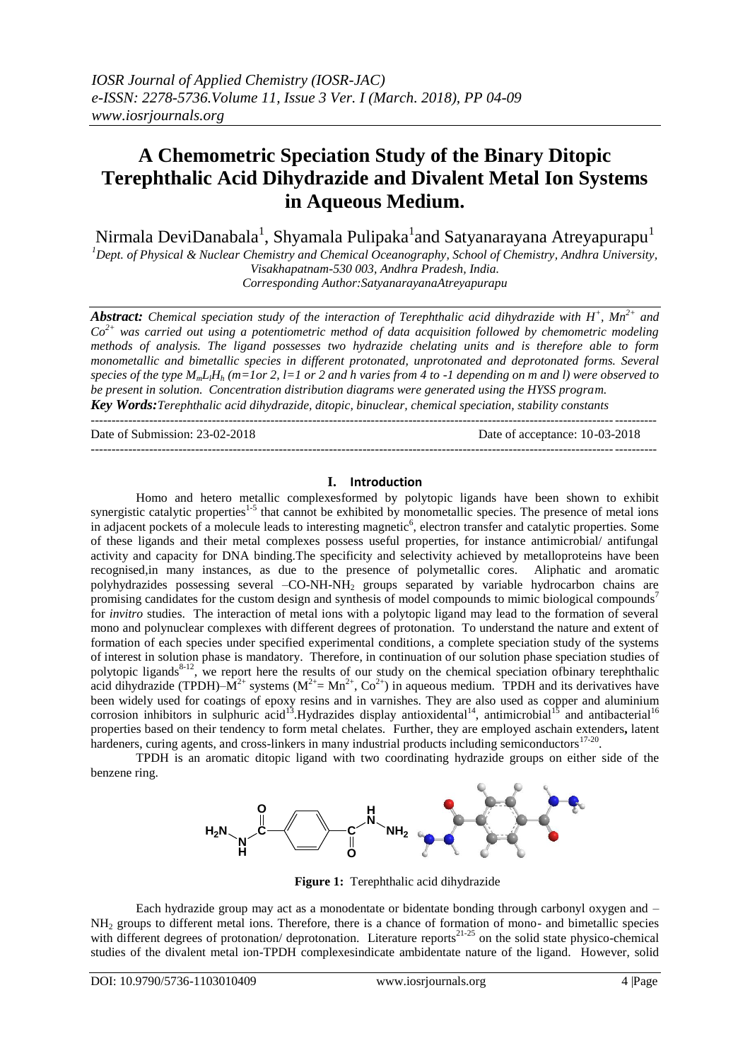# A Chemometric Speciation Study of the Binary Ditopic Terephthalic Acid Dihydrazide and Divalent Metal Ion Systems in Aqueous Medium.

Nirmala DeviDanabala[1], Shyamala Pulipaka[1]and Satyanarayana Atreyapurapu[1]

[1]Dept. of Physical & Nuclear Chemistry and Chemical Oceanography, School of Chemistry, Andhra University, Visakhapatnam-530 003, Andhra Pradesh, India.
Corresponding Author:SatyanarayanaAtreyapurapu

***Abstract:*** *Chemical speciation study of the interaction of Terephthalic acid dihydrazide with $H^+$, $Mn^{2+}$ and $Co^{2+}$ was carried out using a potentiometric method of data acquisition followed by chemometric modeling methods of analysis. The ligand possesses two hydrazide chelating units and is therefore able to form monometallic and bimetallic species in different protonated, unprotonated and deprotonated forms. Several species of the type $M_mL_lH_h$ (m=1or 2, l=1 or 2 and h varies from 4 to -1 depending on m and l) were observed to be present in solution. Concentration distribution diagrams were generated using the HYSS program.*

***Key Words:*** *Terephthalic acid dihydrazide, ditopic, binuclear, chemical speciation, stability constants*

Date of Submission: 23-02-2018 Date of acceptance: 10-03-2018

## I. Introduction

Homo and hetero metallic complexesformed by polytopic ligands have been shown to exhibit synergistic catalytic properties[1-5] that cannot be exhibited by monometallic species. The presence of metal ions in adjacent pockets of a molecule leads to interesting magnetic[6], electron transfer and catalytic properties. Some of these ligands and their metal complexes possess useful properties, for instance antimicrobial/ antifungal activity and capacity for DNA binding.The specificity and selectivity achieved by metalloproteins have been recognised,in many instances, as due to the presence of polymetallic cores. Aliphatic and aromatic polyhydrazides possessing several $-CO-NH-NH_2$ groups separated by variable hydrocarbon chains are promising candidates for the custom design and synthesis of model compounds to mimic biological compounds[7] for *invitro* studies. The interaction of metal ions with a polytopic ligand may lead to the formation of several mono and polynuclear complexes with different degrees of protonation. To understand the nature and extent of formation of each species under specified experimental conditions, a complete speciation study of the systems of interest in solution phase is mandatory. Therefore, in continuation of our solution phase speciation studies of polytopic ligands[8-12], we report here the results of our study on the chemical speciation ofbinary terephthalic acid dihydrazide (TPDH)–$M^{2+}$ systems ($M^{2+}$= $Mn^{2+}$, $Co^{2+}$) in aqueous medium. TPDH and its derivatives have been widely used for coatings of epoxy resins and in varnishes. They are also used as copper and aluminium corrosion inhibitors in sulphuric acid[13].Hydrazides display antioxidental[14], antimicrobial[15] and antibacterial[16] properties based on their tendency to form metal chelates. Further, they are employed aschain extenders**,** latent hardeners, curing agents, and cross-linkers in many industrial products including semiconductors[17-20].

TPDH is an aromatic ditopic ligand with two coordinating hydrazide groups on either side of the benzene ring.

**Figure 1:** Terephthalic acid dihydrazide

Each hydrazide group may act as a monodentate or bidentate bonding through carbonyl oxygen and –$NH_2$ groups to different metal ions. Therefore, there is a chance of formation of mono- and bimetallic species with different degrees of protonation/ deprotonation. Literature reports[21-25] on the solid state physico-chemical studies of the divalent metal ion-TPDH complexesindicate ambidentate nature of the ligand. However, solid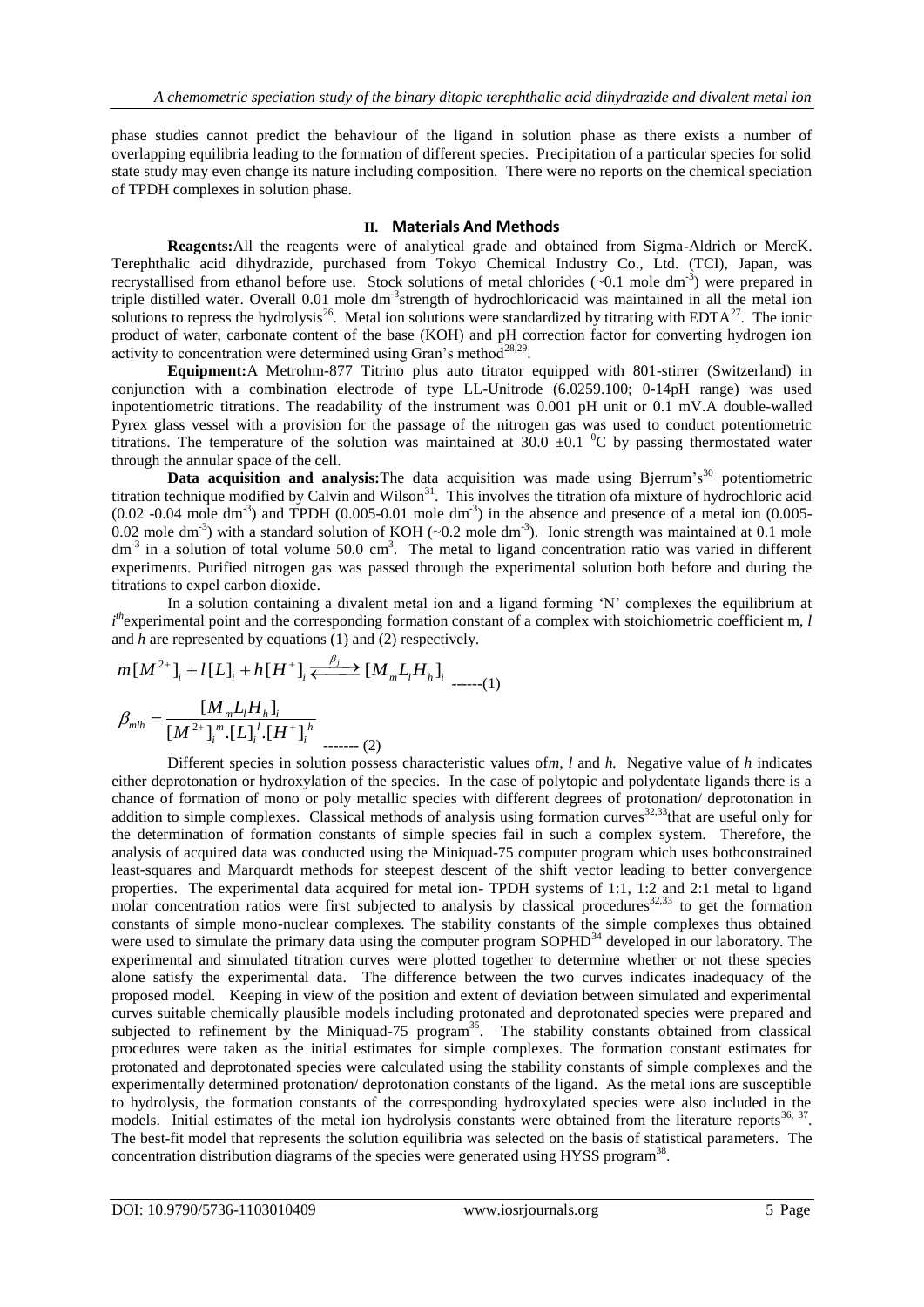phase studies cannot predict the behaviour of the ligand in solution phase as there exists a number of overlapping equilibria leading to the formation of different species. Precipitation of a particular species for solid state study may even change its nature including composition. There were no reports on the chemical speciation of TPDH complexes in solution phase.

## II. Materials And Methods

**Reagents:** All the reagents were of analytical grade and obtained from Sigma-Aldrich or MercK. Terephthalic acid dihydrazide, purchased from Tokyo Chemical Industry Co., Ltd. (TCI), Japan, was recrystallised from ethanol before use. Stock solutions of metal chlorides (~0.1 mole $dm^{-3}$) were prepared in triple distilled water. Overall 0.01 mole $dm^{-3}$ strength of hydrochloricacid was maintained in all the metal ion solutions to repress the hydrolysis[26]. Metal ion solutions were standardized by titrating with EDTA[27]. The ionic product of water, carbonate content of the base (KOH) and pH correction factor for converting hydrogen ion activity to concentration were determined using Gran's method[28,29].

**Equipment:** A Metrohm-877 Titrino plus auto titrator equipped with 801-stirrer (Switzerland) in conjunction with a combination electrode of type LL-Unitrode (6.0259.100; 0-14pH range) was used inpotentiometric titrations. The readability of the instrument was 0.001 pH unit or 0.1 mV. A double-walled Pyrex glass vessel with a provision for the passage of the nitrogen gas was used to conduct potentiometric titrations. The temperature of the solution was maintained at 30.0 ±0.1 °C by passing thermostated water through the annular space of the cell.

**Data acquisition and analysis:** The data acquisition was made using Bjerrum's[30] potentiometric titration technique modified by Calvin and Wilson[31]. This involves the titration ofa mixture of hydrochloric acid (0.02 -0.04 mole $dm^{-3}$) and TPDH (0.005-0.01 mole $dm^{-3}$) in the absence and presence of a metal ion (0.005-0.02 mole $dm^{-3}$) with a standard solution of KOH (~0.2 mole $dm^{-3}$). Ionic strength was maintained at 0.1 mole $dm^{-3}$ in a solution of total volume 50.0 $cm^3$. The metal to ligand concentration ratio was varied in different experiments. Purified nitrogen gas was passed through the experimental solution both before and during the titrations to expel carbon dioxide.

In a solution containing a divalent metal ion and a ligand forming 'N' complexes the equilibrium at $i^{th}$ experimental point and the corresponding formation constant of a complex with stoichiometric coefficient m, $l$ and $h$ are represented by equations (1) and (2) respectively.

$$m[M^{2+}]_i + l[L]_i + h[H^+]_i \xrightleftharpoons{\beta_j} [M_m L_l H_h]_i \quad ------(1)$$

$$\beta_{mlh} = \frac{[M_m L_l H_h]_i}{[M^{2+}]_i^{\,m} . [L]_i^{\,l} . [H^+]_i^{\,h}} \quad ------- (2)$$

Different species in solution possess characteristic values of*m*, *l* and *h.* Negative value of *h* indicates either deprotonation or hydroxylation of the species. In the case of polytopic and polydentate ligands there is a chance of formation of mono or poly metallic species with different degrees of protonation/ deprotonation in addition to simple complexes. Classical methods of analysis using formation curves[32,33] that are useful only for the determination of formation constants of simple species fail in such a complex system. Therefore, the analysis of acquired data was conducted using the Miniquad-75 computer program which uses bothconstrained least-squares and Marquardt methods for steepest descent of the shift vector leading to better convergence properties. The experimental data acquired for metal ion- TPDH systems of 1:1, 1:2 and 2:1 metal to ligand molar concentration ratios were first subjected to analysis by classical procedures[32,33] to get the formation constants of simple mono-nuclear complexes. The stability constants of the simple complexes thus obtained were used to simulate the primary data using the computer program SOPHD[34] developed in our laboratory. The experimental and simulated titration curves were plotted together to determine whether or not these species alone satisfy the experimental data. The difference between the two curves indicates inadequacy of the proposed model. Keeping in view of the position and extent of deviation between simulated and experimental curves suitable chemically plausible models including protonated and deprotonated species were prepared and subjected to refinement by the Miniquad-75 program[35]. The stability constants obtained from classical procedures were taken as the initial estimates for simple complexes. The formation constant estimates for protonated and deprotonated species were calculated using the stability constants of simple complexes and the experimentally determined protonation/ deprotonation constants of the ligand. As the metal ions are susceptible to hydrolysis, the formation constants of the corresponding hydroxylated species were also included in the models. Initial estimates of the metal ion hydrolysis constants were obtained from the literature reports[36, 37]. The best-fit model that represents the solution equilibria was selected on the basis of statistical parameters. The concentration distribution diagrams of the species were generated using HYSS program[38].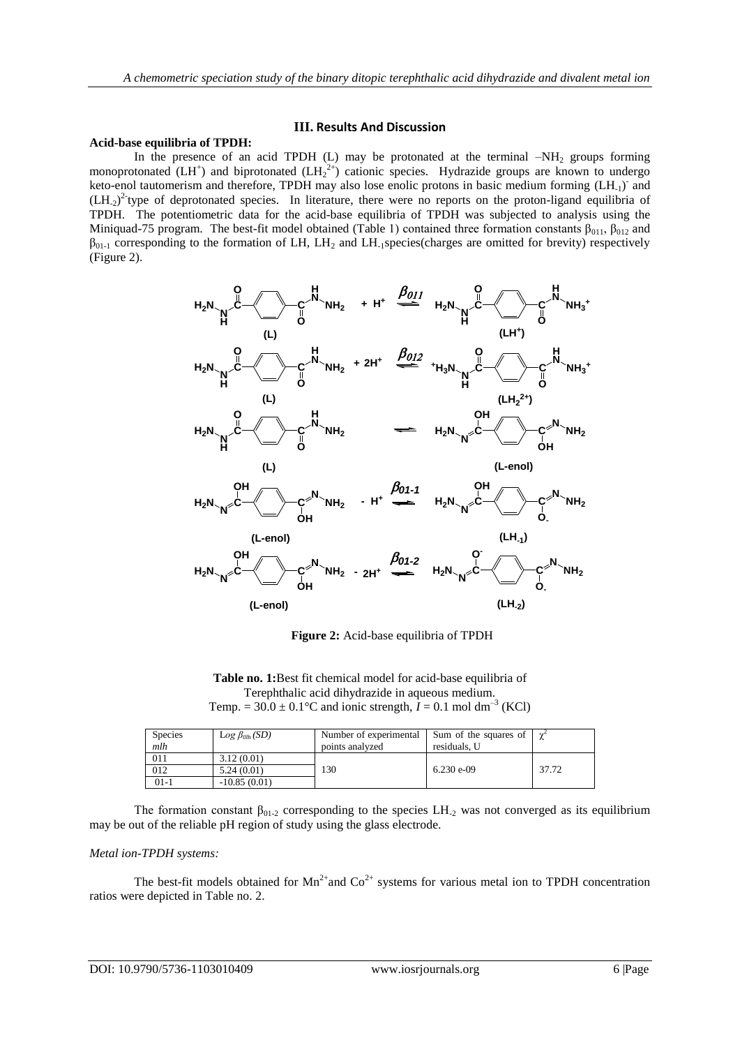## III. Results And Discussion

**Acid-base equilibria of TPDH:**

In the presence of an acid TPDH (L) may be protonated at the terminal $–NH_2$ groups forming monoprotonated ($LH^+$) and biprotonated ($LH_2^{2+}$) cationic species. Hydrazide groups are known to undergo keto-enol tautomerism and therefore, TPDH may also lose enolic protons in basic medium forming $(LH_{-1})^-$ and $(LH_{-2})^{2-}$type of deprotonated species. In literature, there were no reports on the proton-ligand equilibria of TPDH. The potentiometric data for the acid-base equilibria of TPDH was subjected to analysis using the Miniquad-75 program. The best-fit model obtained (Table 1) contained three formation constants $\beta_{011}$, $\beta_{012}$ and $\beta_{01-1}$ corresponding to the formation of LH, $LH_2$ and $LH_{-1}$species(charges are omitted for brevity) respectively (Figure 2).

**Figure 2:** Acid-base equilibria of TPDH

**Table no. 1:**Best fit chemical model for acid-base equilibria of Terephthalic acid dihydrazide in aqueous medium. Temp. = 30.0 ± 0.1°C and ionic strength, $I$ = 0.1 mol dm$^{-3}$ (KCl)

| Species *mlh* | *Log $\beta_{0lh}$ (SD)* | Number of experimental points analyzed | Sum of the squares of residuals, U | $\chi^2$ |
|---|---|---|---|---|
| 011 | 3.12 (0.01) | 130 | 6.230 e-09 | 37.72 |
| 012 | 5.24 (0.01) | | | |
| 01-1 | -10.85 (0.01) | | | |

The formation constant $\beta_{01-2}$ corresponding to the species $LH_{-2}$ was not converged as its equilibrium may be out of the reliable pH region of study using the glass electrode.

*Metal ion-TPDH systems:*

The best-fit models obtained for $Mn^{2+}$and $Co^{2+}$ systems for various metal ion to TPDH concentration ratios were depicted in Table no. 2.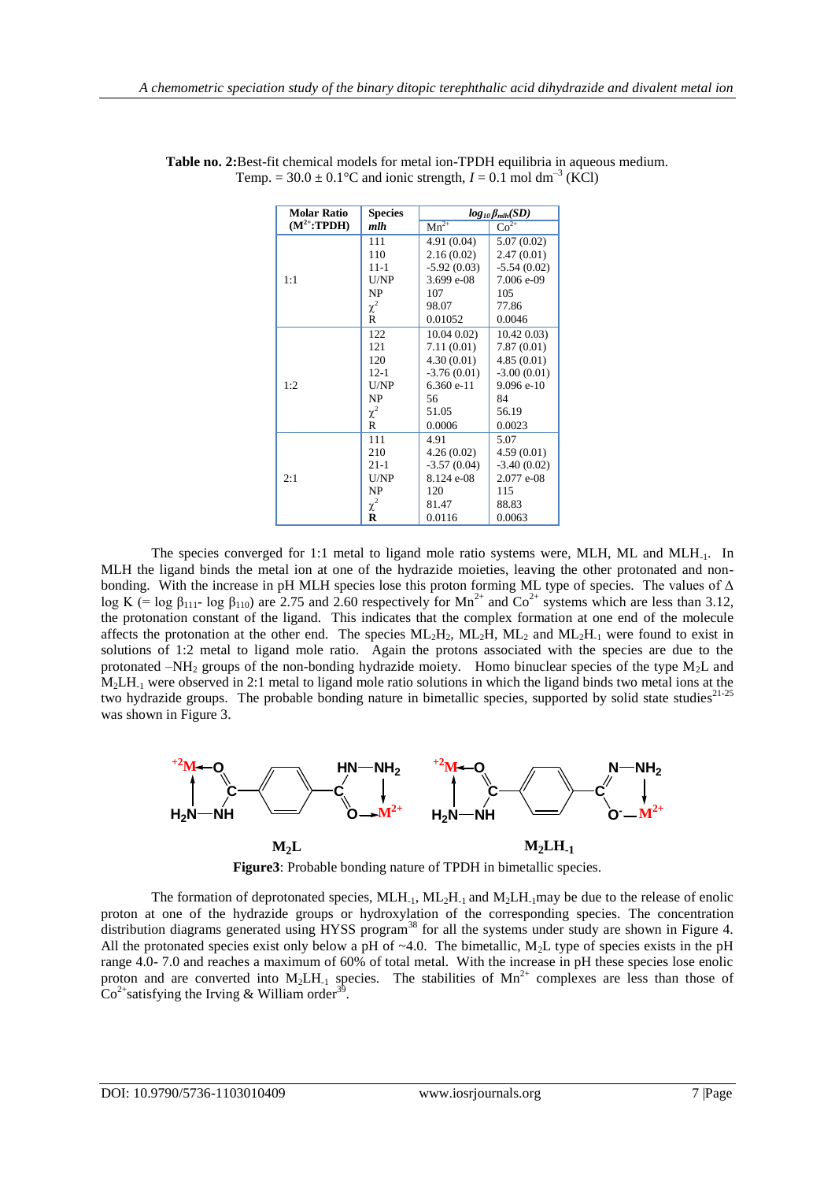**Table no. 2:** Best-fit chemical models for metal ion-TPDH equilibria in aqueous medium. Temp. = 30.0 ± 0.1°C and ionic strength, $I$ = 0.1 mol dm$^{-3}$ (KCl)

| Molar Ratio ($M^{2+}$:TPDH) | Species *mlh* | $log_{10}\beta_{mlh}$(SD) | |
|---|---|---|---|
| | | $Mn^{2+}$ | $Co^{2+}$ |
| 1:1 | 111 | 4.91 (0.04) | 5.07 (0.02) |
| | 110 | 2.16 (0.02) | 2.47 (0.01) |
| | 11-1 | -5.92 (0.03) | -5.54 (0.02) |
| | U/NP | 3.699 e-08 | 7.006 e-09 |
| | NP | 107 | 105 |
| | $\chi^2$ | 98.07 | 77.86 |
| | R | 0.01052 | 0.0046 |
| 1:2 | 122 | 10.04 0.02) | 10.42 0.03) |
| | 121 | 7.11 (0.01) | 7.87 (0.01) |
| | 120 | 4.30 (0.01) | 4.85 (0.01) |
| | 12-1 | -3.76 (0.01) | -3.00 (0.01) |
| | U/NP | 6.360 e-11 | 9.096 e-10 |
| | NP | 56 | 84 |
| | $\chi^2$ | 51.05 | 56.19 |
| | R | 0.0006 | 0.0023 |
| 2:1 | 111 | 4.91 | 5.07 |
| | 210 | 4.26 (0.02) | 4.59 (0.01) |
| | 21-1 | -3.57 (0.04) | -3.40 (0.02) |
| | U/NP | 8.124 e-08 | 2.077 e-08 |
| | NP | 120 | 115 |
| | $\chi^2$ | 81.47 | 88.83 |
| | **R** | 0.0116 | 0.0063 |

The species converged for 1:1 metal to ligand mole ratio systems were, MLH, ML and $MLH_{-1}$. In MLH the ligand binds the metal ion at one of the hydrazide moieties, leaving the other protonated and non-bonding. With the increase in pH MLH species lose this proton forming ML type of species. The values of Δ log K (= log $\beta_{111}$- log $\beta_{110}$) are 2.75 and 2.60 respectively for $Mn^{2+}$ and $Co^{2+}$ systems which are less than 3.12, the protonation constant of the ligand. This indicates that the complex formation at one end of the molecule affects the protonation at the other end. The species $ML_2H_2$, $ML_2H$, $ML_2$ and $ML_2H_{-1}$ were found to exist in solutions of 1:2 metal to ligand mole ratio. Again the protons associated with the species are due to the protonated $-NH_2$ groups of the non-bonding hydrazide moiety. Homo binuclear species of the type $M_2L$ and $M_2LH_{-1}$ were observed in 2:1 metal to ligand mole ratio solutions in which the ligand binds two metal ions at the two hydrazide groups. The probable bonding nature in bimetallic species, supported by solid state studies[21-25] was shown in Figure 3.

$M_2L$ $M_2LH_{-1}$

**Figure3**: Probable bonding nature of TPDH in bimetallic species.

The formation of deprotonated species, $MLH_{-1}$, $ML_2H_{-1}$ and $M_2LH_{-1}$ may be due to the release of enolic proton at one of the hydrazide groups or hydroxylation of the corresponding species. The concentration distribution diagrams generated using HYSS program[38] for all the systems under study are shown in Figure 4. All the protonated species exist only below a pH of ~4.0. The bimetallic, $M_2L$ type of species exists in the pH range 4.0- 7.0 and reaches a maximum of 60% of total metal. With the increase in pH these species lose enolic proton and are converted into $M_2LH_{-1}$ species. The stabilities of $Mn^{2+}$ complexes are less than those of $Co^{2+}$ satisfying the Irving & William order[39].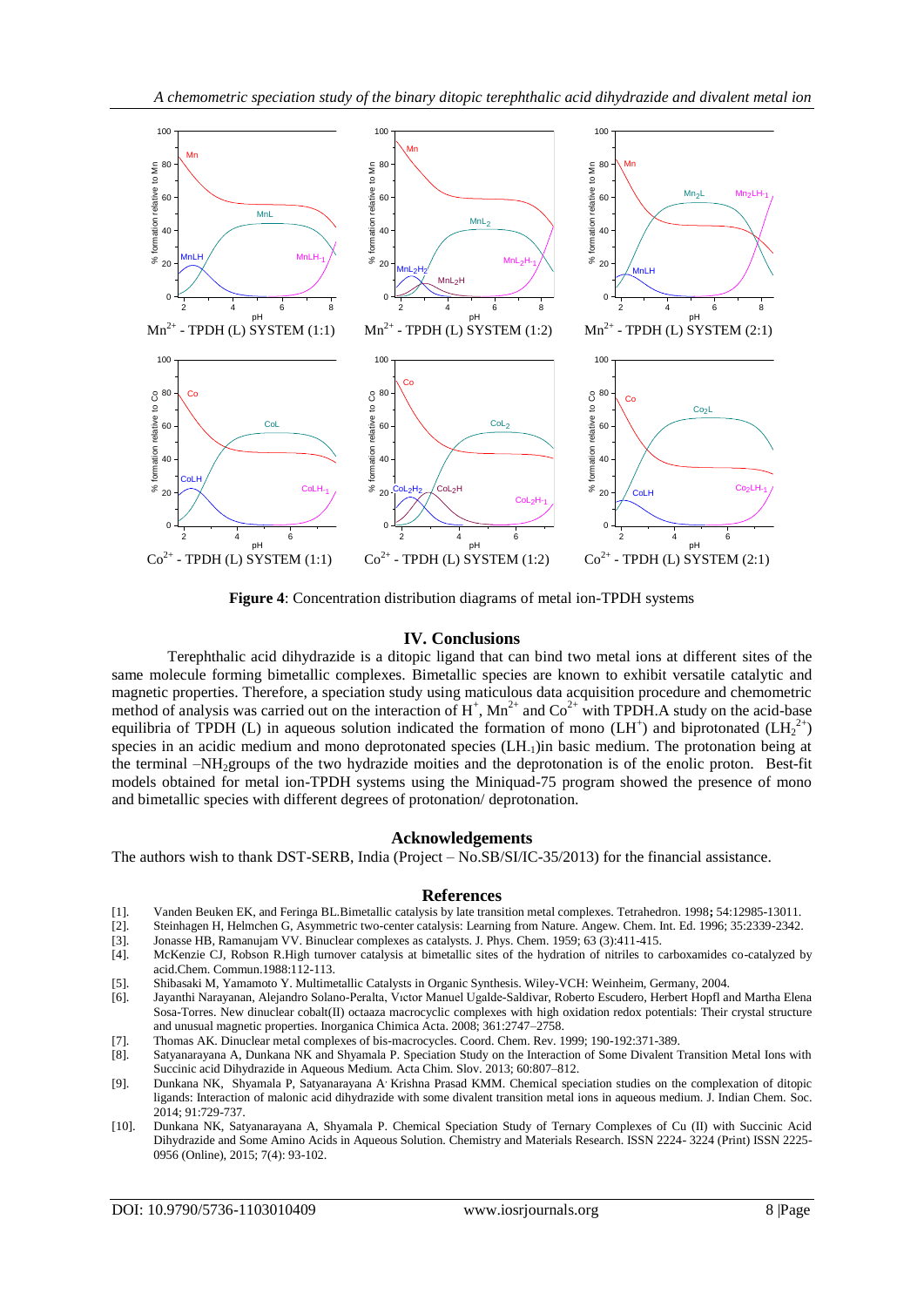**Figure 4**: Concentration distribution diagrams of metal ion-TPDH systems

## IV. Conclusions

Terephthalic acid dihydrazide is a ditopic ligand that can bind two metal ions at different sites of the same molecule forming bimetallic complexes. Bimetallic species are known to exhibit versatile catalytic and magnetic properties. Therefore, a speciation study using maticulous data acquisition procedure and chemometric method of analysis was carried out on the interaction of $H^+$, $Mn^{2+}$ and $Co^{2+}$ with TPDH.A study on the acid-base equilibria of TPDH (L) in aqueous solution indicated the formation of mono ($LH^+$) and biprotonated ($LH_2^{2+}$) species in an acidic medium and mono deprotonated species ($LH_{-1}$)in basic medium. The protonation being at the terminal $-NH_2$groups of the two hydrazide moities and the deprotonation is of the enolic proton. Best-fit models obtained for metal ion-TPDH systems using the Miniquad-75 program showed the presence of mono and bimetallic species with different degrees of protonation/ deprotonation.

## Acknowledgements

The authors wish to thank DST-SERB, India (Project – No.SB/SI/IC-35/2013) for the financial assistance.

## References

[1]. Vanden Beuken EK, and Feringa BL.Bimetallic catalysis by late transition metal complexes. Tetrahedron. 1998; 54:12985-13011.

[2]. Steinhagen H, Helmchen G, Asymmetric two-center catalysis: Learning from Nature. Angew. Chem. Int. Ed. 1996; 35:2339-2342.

[3]. Jonasse HB, Ramanujam VV. Binuclear complexes as catalysts. J. Phys. Chem. 1959; 63 (3):411-415.

[4]. McKenzie CJ, Robson R.High turnover catalysis at bimetallic sites of the hydration of nitriles to carboxamides co-catalyzed by acid.Chem. Commun.1988:112-113.

[5]. Shibasaki M, Yamamoto Y. Multimetallic Catalysts in Organic Synthesis. Wiley-VCH: Weinheim, Germany, 2004.

[6]. Jayanthi Narayanan, Alejandro Solano-Peralta, Vıctor Manuel Ugalde-Saldivar, Roberto Escudero, Herbert Hopfl and Martha Elena Sosa-Torres. New dinuclear cobalt(II) octaaza macrocyclic complexes with high oxidation redox potentials: Their crystal structure and unusual magnetic properties. Inorganica Chimica Acta. 2008; 361:2747–2758.

[7]. Thomas AK. Dinuclear metal complexes of bis-macrocycles. Coord. Chem. Rev. 1999; 190-192:371-389.

[8]. Satyanarayana A, Dunkana NK and Shyamala P. Speciation Study on the Interaction of Some Divalent Transition Metal Ions with Succinic acid Dihydrazide in Aqueous Medium. Acta Chim. Slov. 2013; 60:807–812.

[9]. Dunkana NK, Shyamala P, Satyanarayana A. Krishna Prasad KMM. Chemical speciation studies on the complexation of ditopic ligands: Interaction of malonic acid dihydrazide with some divalent transition metal ions in aqueous medium. J. Indian Chem. Soc. 2014; 91:729-737.

[10]. Dunkana NK, Satyanarayana A, Shyamala P. Chemical Speciation Study of Ternary Complexes of Cu (II) with Succinic Acid Dihydrazide and Some Amino Acids in Aqueous Solution. Chemistry and Materials Research. ISSN 2224- 3224 (Print) ISSN 2225-0956 (Online), 2015; 7(4): 93-102.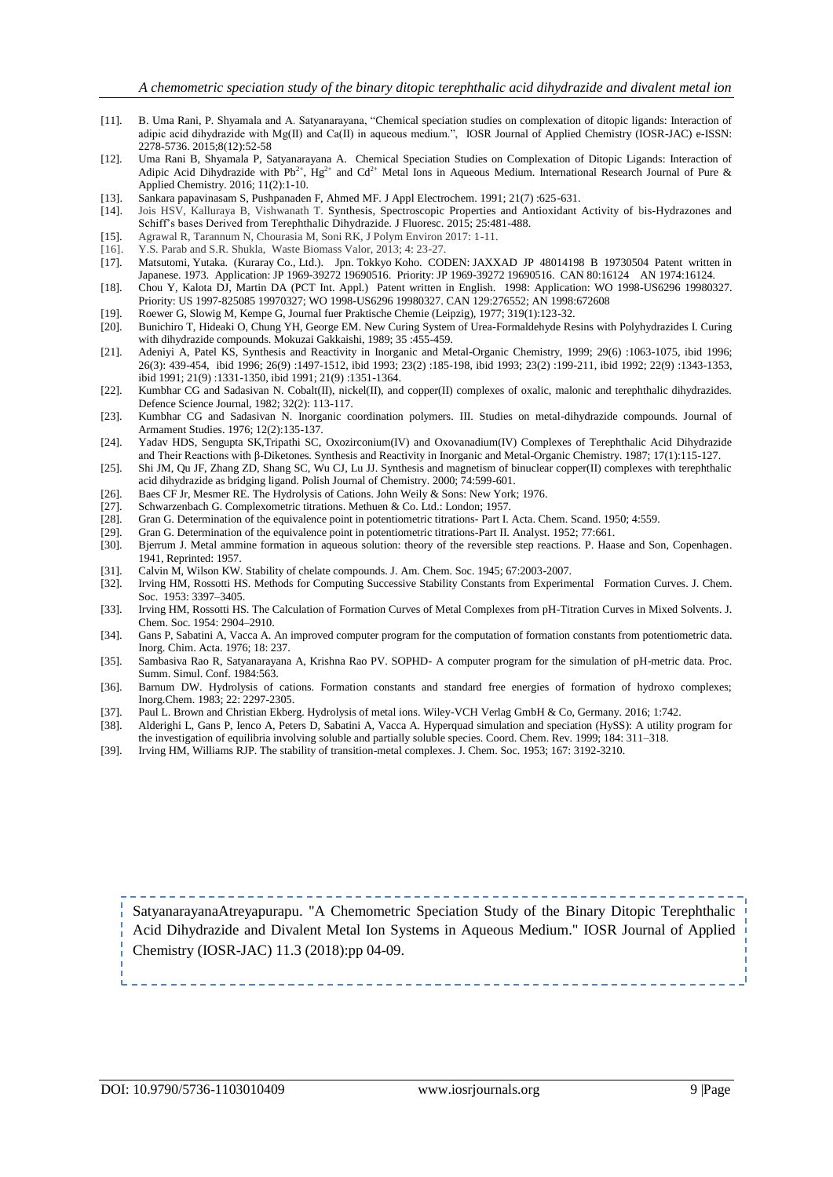[11]. B. Uma Rani, P. Shyamala and A. Satyanarayana, "Chemical speciation studies on complexation of ditopic ligands: Interaction of adipic acid dihydrazide with Mg(II) and Ca(II) in aqueous medium.", IOSR Journal of Applied Chemistry (IOSR-JAC) e-ISSN: 2278-5736. 2015;8(12):52-58

[12]. Uma Rani B, Shyamala P, Satyanarayana A. Chemical Speciation Studies on Complexation of Ditopic Ligands: Interaction of Adipic Acid Dihydrazide with $Pb^{2+}$, $Hg^{2+}$ and $Cd^{2+}$ Metal Ions in Aqueous Medium. International Research Journal of Pure & Applied Chemistry. 2016; 11(2):1-10.

[13]. Sankara papavinasam S, Pushpanaden F, Ahmed MF. J Appl Electrochem. 1991; 21(7) :625-631.

[14]. Jois HSV, Kalluraya B, Vishwanath T. Synthesis, Spectroscopic Properties and Antioxidant Activity of bis-Hydrazones and Schiff's bases Derived from Terephthalic Dihydrazide. J Fluoresc. 2015; 25:481-488.

[15]. Agrawal R, Tarannum N, Chourasia M, Soni RK, J Polym Environ 2017: 1-11.

[16]. Y.S. Parab and S.R. Shukla, Waste Biomass Valor, 2013; 4: 23-27.

[17]. Matsutomi, Yutaka. (Kuraray Co., Ltd.). Jpn. Tokkyo Koho. CODEN: JAXXAD JP 48014198 B 19730504 Patent written in Japanese. 1973. Application: JP 1969-39272 19690516. Priority: JP 1969-39272 19690516. CAN 80:16124 AN 1974:16124.

[18]. Chou Y, Kalota DJ, Martin DA (PCT Int. Appl.) Patent written in English. 1998: Application: WO 1998-US6296 19980327. Priority: US 1997-825085 19970327; WO 1998-US6296 19980327. CAN 129:276552; AN 1998:672608

[19]. Roewer G, Slowig M, Kempe G, Journal fuer Praktische Chemie (Leipzig), 1977; 319(1):123-32.

[20]. Bunichiro T, Hideaki O, Chung YH, George EM. New Curing System of Urea-Formaldehyde Resins with Polyhydrazides I. Curing with dihydrazide compounds. Mokuzai Gakkaishi, 1989; 35 :455-459.

[21]. Adeniyi A, Patel KS, Synthesis and Reactivity in Inorganic and Metal-Organic Chemistry, 1999; 29(6) :1063-1075, ibid 1996; 26(3): 439-454, ibid 1996; 26(9) :1497-1512, ibid 1993; 23(2) :185-198, ibid 1993; 23(2) :199-211, ibid 1992; 22(9) :1343-1353, ibid 1991; 21(9) :1331-1350, ibid 1991; 21(9) :1351-1364.

[22]. Kumbhar CG and Sadasivan N. Cobalt(II), nickel(II), and copper(II) complexes of oxalic, malonic and terephthalic dihydrazides. Defence Science Journal, 1982; 32(2): 113-117.

[23]. Kumbhar CG and Sadasivan N. Inorganic coordination polymers. III. Studies on metal-dihydrazide compounds. Journal of Armament Studies. 1976; 12(2):135-137.

[24]. Yadav HDS, Sengupta SK,Tripathi SC, Oxozirconium(IV) and Oxovanadium(IV) Complexes of Terephthalic Acid Dihydrazide and Their Reactions with β-Diketones. Synthesis and Reactivity in Inorganic and Metal-Organic Chemistry. 1987; 17(1):115-127.

[25]. Shi JM, Qu JF, Zhang ZD, Shang SC, Wu CJ, Lu JJ. Synthesis and magnetism of binuclear copper(II) complexes with terephthalic acid dihydrazide as bridging ligand. Polish Journal of Chemistry. 2000; 74:599-601.

[26]. Baes CF Jr, Mesmer RE. The Hydrolysis of Cations. John Weily & Sons: New York; 1976.

[27]. Schwarzenbach G. Complexometric titrations. Methuen & Co. Ltd.: London; 1957.

[28]. Gran G. Determination of the equivalence point in potentiometric titrations- Part I. Acta. Chem. Scand. 1950; 4:559.

[29]. Gran G. Determination of the equivalence point in potentiometric titrations-Part II. Analyst. 1952; 77:661.

[30]. Bjerrum J. Metal ammine formation in aqueous solution: theory of the reversible step reactions. P. Haase and Son, Copenhagen. 1941, Reprinted: 1957.

[31]. Calvin M, Wilson KW. Stability of chelate compounds. J. Am. Chem. Soc. 1945; 67:2003-2007.

[32]. Irving HM, Rossotti HS. Methods for Computing Successive Stability Constants from Experimental Formation Curves. J. Chem. Soc. 1953: 3397–3405.

[33]. Irving HM, Rossotti HS. The Calculation of Formation Curves of Metal Complexes from pH-Titration Curves in Mixed Solvents. J. Chem. Soc. 1954: 2904–2910.

[34]. Gans P, Sabatini A, Vacca A. An improved computer program for the computation of formation constants from potentiometric data. Inorg. Chim. Acta. 1976; 18: 237.

[35]. Sambasiva Rao R, Satyanarayana A, Krishna Rao PV. SOPHD- A computer program for the simulation of pH-metric data. Proc. Summ. Simul. Conf. 1984:563.

[36]. Barnum DW. Hydrolysis of cations. Formation constants and standard free energies of formation of hydroxo complexes; Inorg.Chem. 1983; 22: 2297-2305.

[37]. Paul L. Brown and Christian Ekberg. Hydrolysis of metal ions. Wiley-VCH Verlag GmbH & Co, Germany. 2016; 1:742.

[38]. Alderighi L, Gans P, Ienco A, Peters D, Sabatini A, Vacca A. Hyperquad simulation and speciation (HySS): A utility program for the investigation of equilibria involving soluble and partially soluble species. Coord. Chem. Rev. 1999; 184: 311–318.

[39]. Irving HM, Williams RJP. The stability of transition-metal complexes. J. Chem. Soc. 1953; 167: 3192-3210.

SatyanarayanaAtreyapurapu. "A Chemometric Speciation Study of the Binary Ditopic Terephthalic Acid Dihydrazide and Divalent Metal Ion Systems in Aqueous Medium." IOSR Journal of Applied Chemistry (IOSR-JAC) 11.3 (2018):pp 04-09.